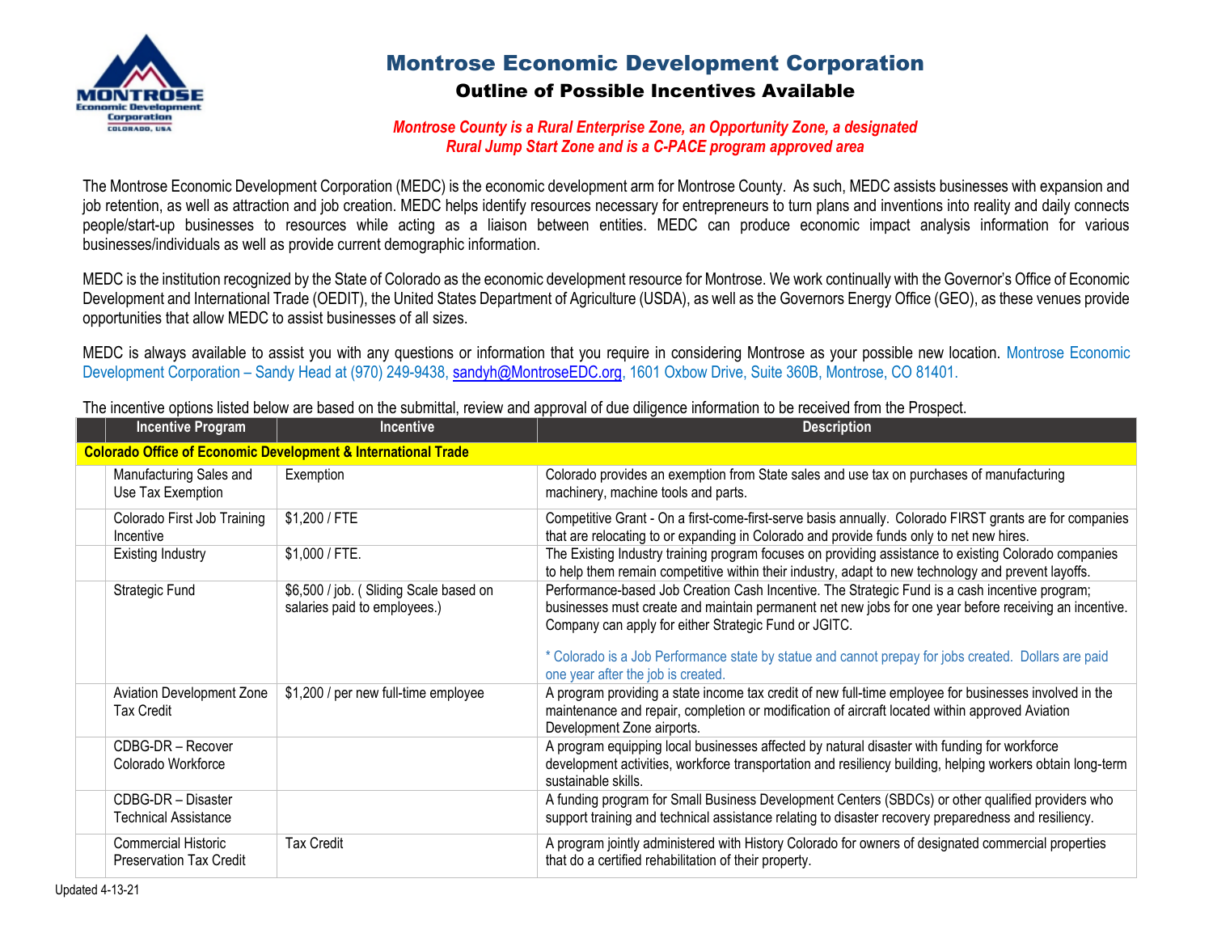# Montrose Economic Development Corporation

## Outline of Possible Incentives Available

***Montrose County is a Rural Enterprise Zone, an Opportunity Zone, a designated Rural Jump Start Zone and is a C-PACE program approved area***

The Montrose Economic Development Corporation (MEDC) is the economic development arm for Montrose County. As such, MEDC assists businesses with expansion and job retention, as well as attraction and job creation. MEDC helps identify resources necessary for entrepreneurs to turn plans and inventions into reality and daily connects people/start-up businesses to resources while acting as a liaison between entities. MEDC can produce economic impact analysis information for various businesses/individuals as well as provide current demographic information.

MEDC is the institution recognized by the State of Colorado as the economic development resource for Montrose. We work continually with the Governor's Office of Economic Development and International Trade (OEDIT), the United States Department of Agriculture (USDA), as well as the Governors Energy Office (GEO), as these venues provide opportunities that allow MEDC to assist businesses of all sizes.

MEDC is always available to assist you with any questions or information that you require in considering Montrose as your possible new location. Montrose Economic Development Corporation – Sandy Head at (970) 249-9438, sandyh@MontroseEDC.org, 1601 Oxbow Drive, Suite 360B, Montrose, CO 81401.

The incentive options listed below are based on the submittal, review and approval of due diligence information to be received from the Prospect.

| | Incentive Program | Incentive | Description |
|---|---|---|---|
| **Colorado Office of Economic Development & International Trade** | | | |
| | Manufacturing Sales and Use Tax Exemption | Exemption | Colorado provides an exemption from State sales and use tax on purchases of manufacturing machinery, machine tools and parts. |
| | Colorado First Job Training Incentive | $1,200 / FTE | Competitive Grant - On a first-come-first-serve basis annually. Colorado FIRST grants are for companies that are relocating to or expanding in Colorado and provide funds only to net new hires. |
| | Existing Industry | $1,000 / FTE. | The Existing Industry training program focuses on providing assistance to existing Colorado companies to help them remain competitive within their industry, adapt to new technology and prevent layoffs. |
| | Strategic Fund | $6,500 / job. ( Sliding Scale based on salaries paid to employees.) | Performance-based Job Creation Cash Incentive. The Strategic Fund is a cash incentive program; businesses must create and maintain permanent net new jobs for one year before receiving an incentive. Company can apply for either Strategic Fund or JGITC.<br><br>* Colorado is a Job Performance state by statue and cannot prepay for jobs created. Dollars are paid one year after the job is created. |
| | Aviation Development Zone Tax Credit | $1,200 / per new full-time employee | A program providing a state income tax credit of new full-time employee for businesses involved in the maintenance and repair, completion or modification of aircraft located within approved Aviation Development Zone airports. |
| | CDBG-DR – Recover Colorado Workforce | | A program equipping local businesses affected by natural disaster with funding for workforce development activities, workforce transportation and resiliency building, helping workers obtain long-term sustainable skills. |
| | CDBG-DR – Disaster Technical Assistance | | A funding program for Small Business Development Centers (SBDCs) or other qualified providers who support training and technical assistance relating to disaster recovery preparedness and resiliency. |
| | Commercial Historic Preservation Tax Credit | Tax Credit | A program jointly administered with History Colorado for owners of designated commercial properties that do a certified rehabilitation of their property. |

Updated 4-13-21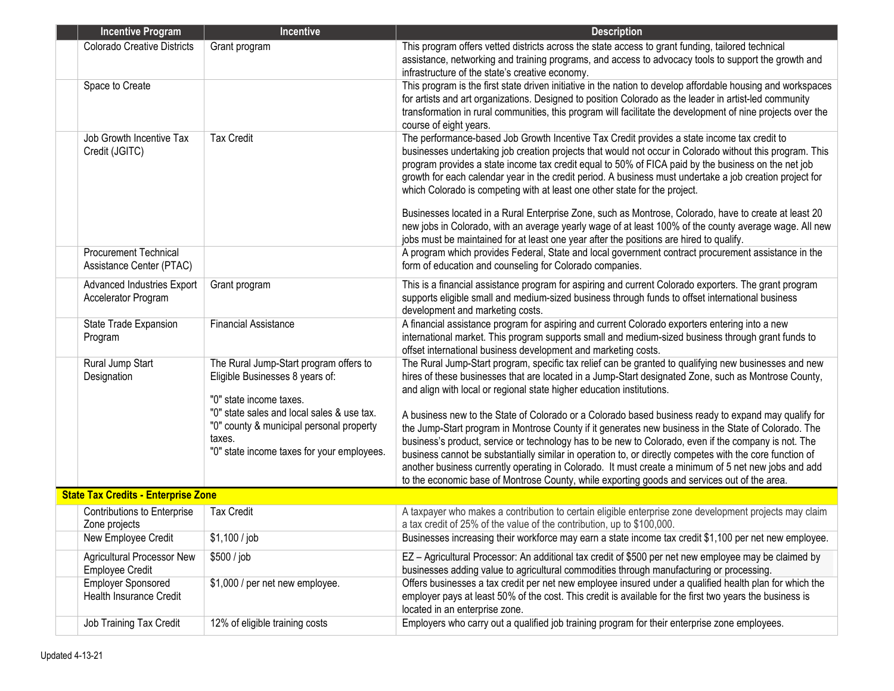| | Incentive Program | Incentive | Description |
|---|---|---|---|
| | Colorado Creative Districts | Grant program | This program offers vetted districts across the state access to grant funding, tailored technical assistance, networking and training programs, and access to advocacy tools to support the growth and infrastructure of the state's creative economy. |
| | Space to Create | | This program is the first state driven initiative in the nation to develop affordable housing and workspaces for artists and art organizations. Designed to position Colorado as the leader in artist-led community transformation in rural communities, this program will facilitate the development of nine projects over the course of eight years. |
| | Job Growth Incentive Tax Credit (JGITC) | Tax Credit | The performance-based Job Growth Incentive Tax Credit provides a state income tax credit to businesses undertaking job creation projects that would not occur in Colorado without this program. This program provides a state income tax credit equal to 50% of FICA paid by the business on the net job growth for each calendar year in the credit period. A business must undertake a job creation project for which Colorado is competing with at least one other state for the project.<br><br>Businesses located in a Rural Enterprise Zone, such as Montrose, Colorado, have to create at least 20 new jobs in Colorado, with an average yearly wage of at least 100% of the county average wage. All new jobs must be maintained for at least one year after the positions are hired to qualify. |
| | Procurement Technical Assistance Center (PTAC) | | A program which provides Federal, State and local government contract procurement assistance in the form of education and counseling for Colorado companies. |
| | Advanced Industries Export Accelerator Program | Grant program | This is a financial assistance program for aspiring and current Colorado exporters. The grant program supports eligible small and medium-sized business through funds to offset international business development and marketing costs. |
| | State Trade Expansion Program | Financial Assistance | A financial assistance program for aspiring and current Colorado exporters entering into a new international market. This program supports small and medium-sized business through grant funds to offset international business development and marketing costs. |
| | Rural Jump Start Designation | The Rural Jump-Start program offers to Eligible Businesses 8 years of:<br><br>"0" state income taxes.<br>"0" state sales and local sales & use tax.<br>"0" county & municipal personal property taxes.<br>"0" state income taxes for your employees. | The Rural Jump-Start program, specific tax relief can be granted to qualifying new businesses and new hires of these businesses that are located in a Jump-Start designated Zone, such as Montrose County, and align with local or regional state higher education institutions.<br><br>A business new to the State of Colorado or a Colorado based business ready to expand may qualify for the Jump-Start program in Montrose County if it generates new business in the State of Colorado. The business's product, service or technology has to be new to Colorado, even if the company is not. The business cannot be substantially similar in operation to, or directly competes with the core function of another business currently operating in Colorado. It must create a minimum of 5 net new jobs and add to the economic base of Montrose County, while exporting goods and services out of the area. |
| **State Tax Credits - Enterprise Zone** | | | |
| | Contributions to Enterprise Zone projects | Tax Credit | A taxpayer who makes a contribution to certain eligible enterprise zone development projects may claim a tax credit of 25% of the value of the contribution, up to $100,000. |
| | New Employee Credit | $1,100 / job | Businesses increasing their workforce may earn a state income tax credit $1,100 per net new employee. |
| | Agricultural Processor New Employee Credit | $500 / job | EZ – Agricultural Processor: An additional tax credit of $500 per net new employee may be claimed by businesses adding value to agricultural commodities through manufacturing or processing. |
| | Employer Sponsored Health Insurance Credit | $1,000 / per net new employee. | Offers businesses a tax credit per net new employee insured under a qualified health plan for which the employer pays at least 50% of the cost. This credit is available for the first two years the business is located in an enterprise zone. |
| | Job Training Tax Credit | 12% of eligible training costs | Employers who carry out a qualified job training program for their enterprise zone employees. |

Updated 4-13-21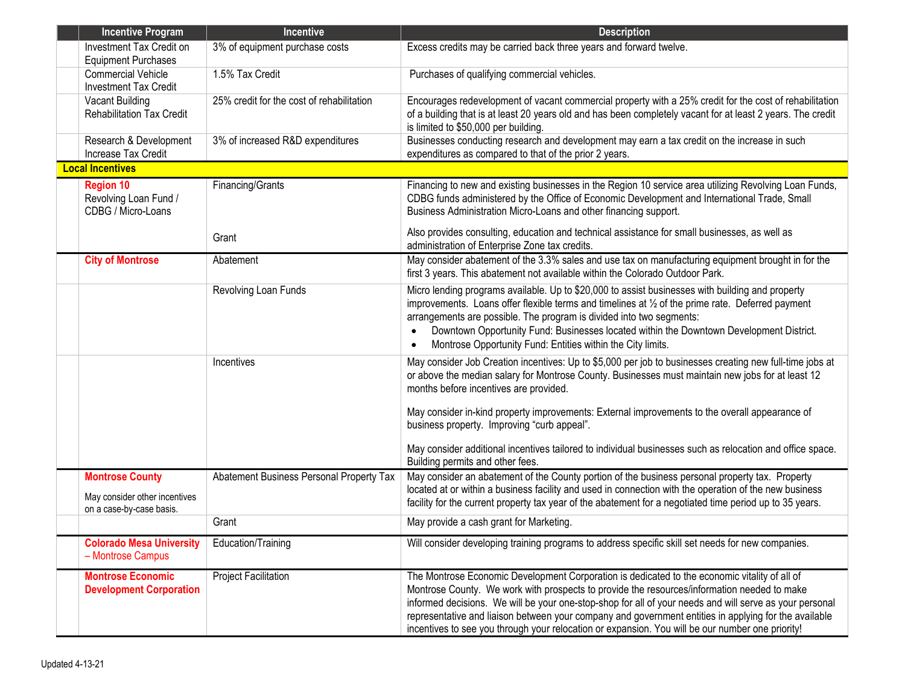| | Incentive Program | Incentive | Description |
|---|---|---|---|
| | Investment Tax Credit on Equipment Purchases | 3% of equipment purchase costs | Excess credits may be carried back three years and forward twelve. |
| | Commercial Vehicle Investment Tax Credit | 1.5% Tax Credit | Purchases of qualifying commercial vehicles. |
| | Vacant Building Rehabilitation Tax Credit | 25% credit for the cost of rehabilitation | Encourages redevelopment of vacant commercial property with a 25% credit for the cost of rehabilitation of a building that is at least 20 years old and has been completely vacant for at least 2 years. The credit is limited to $50,000 per building. |
| | Research & Development Increase Tax Credit | 3% of increased R&D expenditures | Businesses conducting research and development may earn a tax credit on the increase in such expenditures as compared to that of the prior 2 years. |
| **Local Incentives** | | | |
| | **Region 10** Revolving Loan Fund / CDBG / Micro-Loans | Financing/Grants | Financing to new and existing businesses in the Region 10 service area utilizing Revolving Loan Funds, CDBG funds administered by the Office of Economic Development and International Trade, Small Business Administration Micro-Loans and other financing support. |
| | | Grant | Also provides consulting, education and technical assistance for small businesses, as well as administration of Enterprise Zone tax credits. |
| | **City of Montrose** | Abatement | May consider abatement of the 3.3% sales and use tax on manufacturing equipment brought in for the first 3 years. This abatement not available within the Colorado Outdoor Park. |
| | | Revolving Loan Funds | Micro lending programs available. Up to $20,000 to assist businesses with building and property improvements. Loans offer flexible terms and timelines at ½ of the prime rate. Deferred payment arrangements are possible. The program is divided into two segments:<br>• Downtown Opportunity Fund: Businesses located within the Downtown Development District.<br>• Montrose Opportunity Fund: Entities within the City limits. |
| | | Incentives | May consider Job Creation incentives: Up to $5,000 per job to businesses creating new full-time jobs at or above the median salary for Montrose County. Businesses must maintain new jobs for at least 12 months before incentives are provided.<br><br>May consider in-kind property improvements: External improvements to the overall appearance of business property. Improving "curb appeal".<br><br>May consider additional incentives tailored to individual businesses such as relocation and office space. Building permits and other fees. |
| | **Montrose County**<br>May consider other incentives on a case-by-case basis. | Abatement Business Personal Property Tax | May consider an abatement of the County portion of the business personal property tax. Property located at or within a business facility and used in connection with the operation of the new business facility for the current property tax year of the abatement for a negotiated time period up to 35 years. |
| | | Grant | May provide a cash grant for Marketing. |
| | **Colorado Mesa University – Montrose Campus** | Education/Training | Will consider developing training programs to address specific skill set needs for new companies. |
| | **Montrose Economic Development Corporation** | Project Facilitation | The Montrose Economic Development Corporation is dedicated to the economic vitality of all of Montrose County. We work with prospects to provide the resources/information needed to make informed decisions. We will be your one-stop-shop for all of your needs and will serve as your personal representative and liaison between your company and government entities in applying for the available incentives to see you through your relocation or expansion. You will be our number one priority! |

Updated 4-13-21